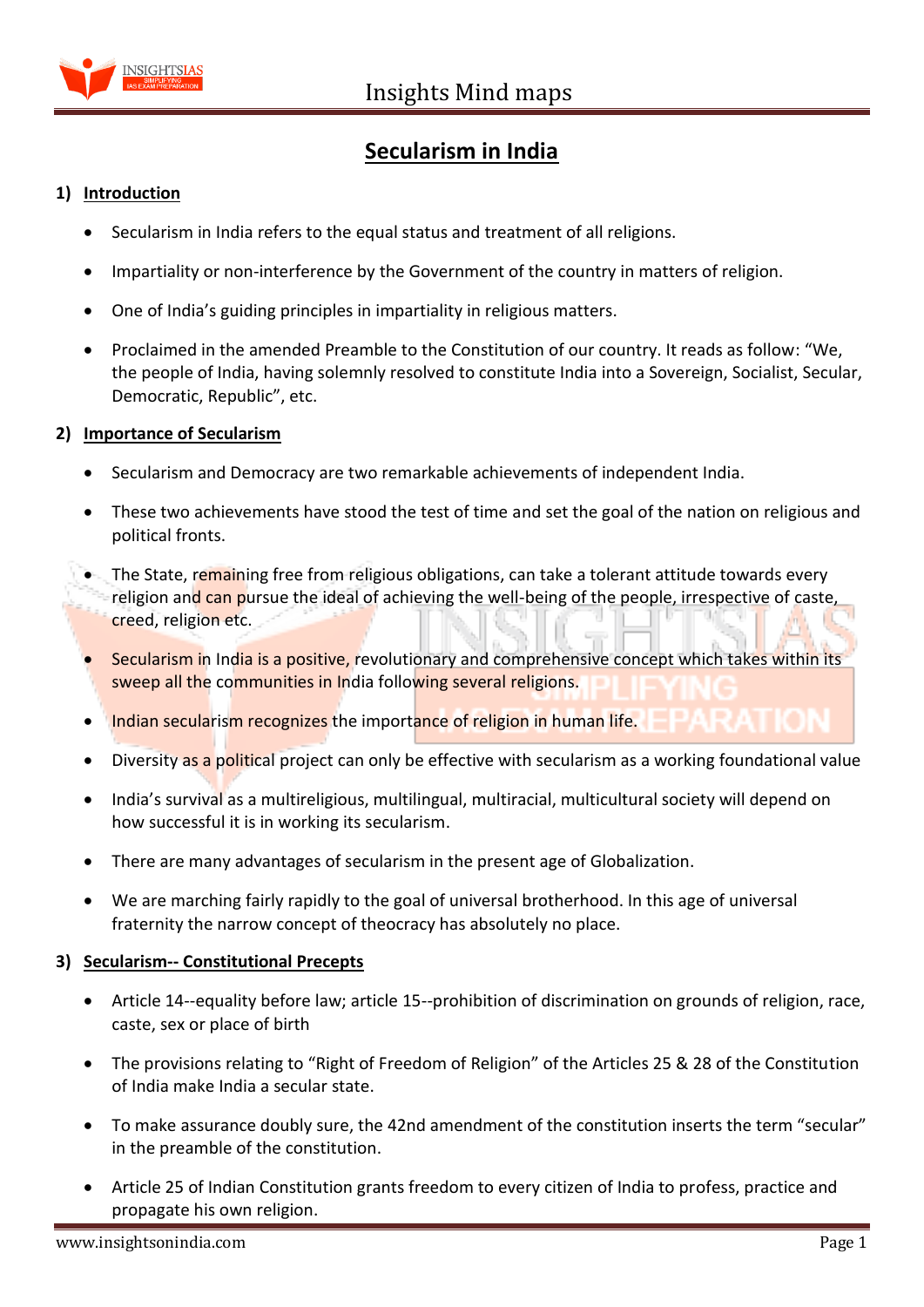# Secularism in India

## 1) Introduction

- Secularism in India refers to the equal status and treatment of all religions.
- Impartiality or non-interference by the Government of the country in matters of religion.
- One of India's guiding principles in impartiality in religious matters.
- Proclaimed in the amended Preamble to the Constitution of our country. It reads as follow: "We, the people of India, having solemnly resolved to constitute India into a Sovereign, Socialist, Secular, Democratic, Republic", etc.

## 2) Importance of Secularism

- Secularism and Democracy are two remarkable achievements of independent India.
- These two achievements have stood the test of time and set the goal of the nation on religious and political fronts.
- The State, remaining free from religious obligations, can take a tolerant attitude towards every religion and can pursue the ideal of achieving the well-being of the people, irrespective of caste, creed, religion etc.
- Secularism in India is a positive, revolutionary and comprehensive concept which takes within its sweep all the communities in India following several religions.
- Indian secularism recognizes the importance of religion in human life.
- Diversity as a political project can only be effective with secularism as a working foundational value
- India's survival as a multireligious, multilingual, multiracial, multicultural society will depend on how successful it is in working its secularism.
- There are many advantages of secularism in the present age of Globalization.
- We are marching fairly rapidly to the goal of universal brotherhood. In this age of universal fraternity the narrow concept of theocracy has absolutely no place.

## 3) Secularism-- Constitutional Precepts

- Article 14--equality before law; article 15--prohibition of discrimination on grounds of religion, race, caste, sex or place of birth
- The provisions relating to "Right of Freedom of Religion" of the Articles 25 & 28 of the Constitution of India make India a secular state.
- To make assurance doubly sure, the 42nd amendment of the constitution inserts the term "secular" in the preamble of the constitution.
- Article 25 of Indian Constitution grants freedom to every citizen of India to profess, practice and propagate his own religion.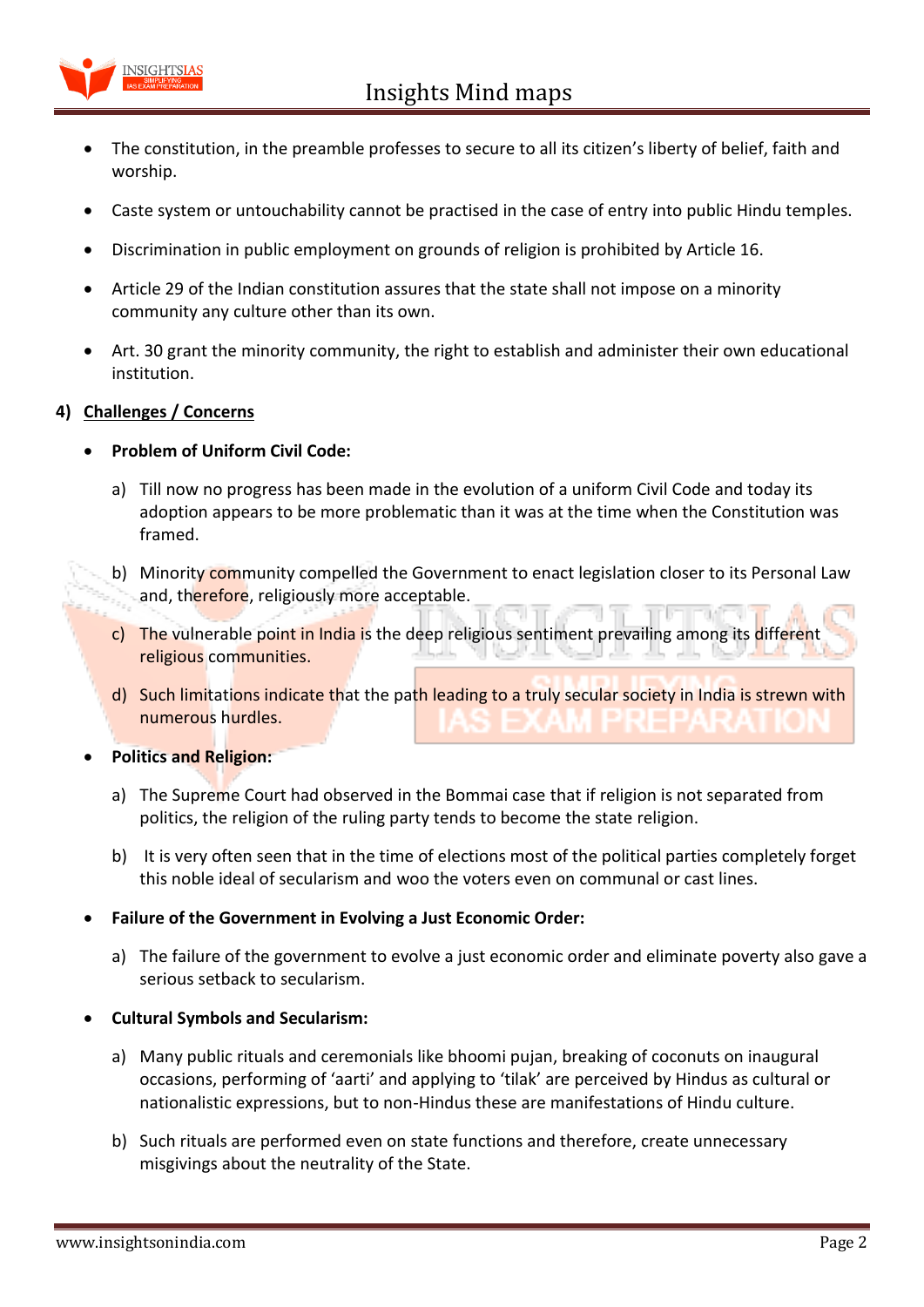- The constitution, in the preamble professes to secure to all its citizen's liberty of belief, faith and worship.
- Caste system or untouchability cannot be practised in the case of entry into public Hindu temples.
- Discrimination in public employment on grounds of religion is prohibited by Article 16.
- Article 29 of the Indian constitution assures that the state shall not impose on a minority community any culture other than its own.
- Art. 30 grant the minority community, the right to establish and administer their own educational institution.

## 4) Challenges / Concerns

- **Problem of Uniform Civil Code:**
  a) Till now no progress has been made in the evolution of a uniform Civil Code and today its adoption appears to be more problematic than it was at the time when the Constitution was framed.
  b) Minority community compelled the Government to enact legislation closer to its Personal Law and, therefore, religiously more acceptable.
  c) The vulnerable point in India is the deep religious sentiment prevailing among its different religious communities.
  d) Such limitations indicate that the path leading to a truly secular society in India is strewn with numerous hurdles.
- **Politics and Religion:**
  a) The Supreme Court had observed in the Bommai case that if religion is not separated from politics, the religion of the ruling party tends to become the state religion.
  b) It is very often seen that in the time of elections most of the political parties completely forget this noble ideal of secularism and woo the voters even on communal or cast lines.
- **Failure of the Government in Evolving a Just Economic Order:**
  a) The failure of the government to evolve a just economic order and eliminate poverty also gave a serious setback to secularism.
- **Cultural Symbols and Secularism:**
  a) Many public rituals and ceremonials like bhoomi pujan, breaking of coconuts on inaugural occasions, performing of 'aarti' and applying to 'tilak' are perceived by Hindus as cultural or nationalistic expressions, but to non-Hindus these are manifestations of Hindu culture.
  b) Such rituals are performed even on state functions and therefore, create unnecessary misgivings about the neutrality of the State.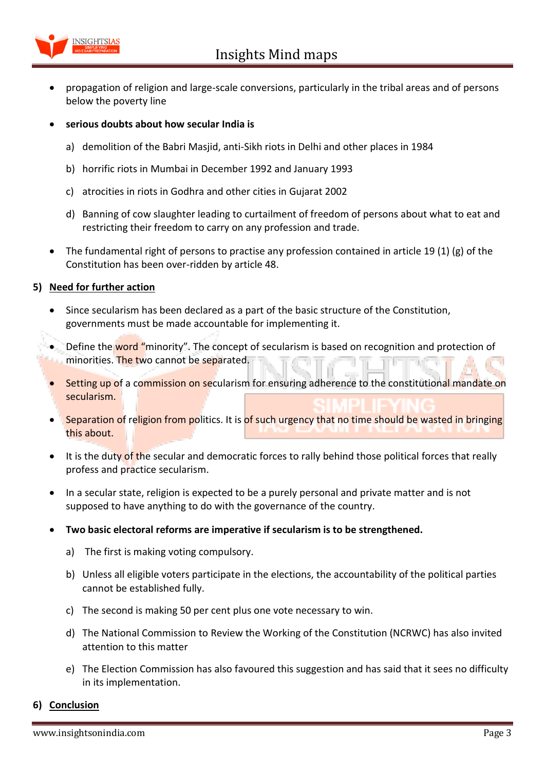- propagation of religion and large-scale conversions, particularly in the tribal areas and of persons below the poverty line
- **serious doubts about how secular India is**
    a) demolition of the Babri Masjid, anti-Sikh riots in Delhi and other places in 1984
    b) horrific riots in Mumbai in December 1992 and January 1993
    c) atrocities in riots in Godhra and other cities in Gujarat 2002
    d) Banning of cow slaughter leading to curtailment of freedom of persons about what to eat and restricting their freedom to carry on any profession and trade.
- The fundamental right of persons to practise any profession contained in article 19 (1) (g) of the Constitution has been over-ridden by article 48.

## 5) Need for further action

- Since secularism has been declared as a part of the basic structure of the Constitution, governments must be made accountable for implementing it.
- Define the word "minority". The concept of secularism is based on recognition and protection of minorities. The two cannot be separated.
- Setting up of a commission on secularism for ensuring adherence to the constitutional mandate on secularism.
- Separation of religion from politics. It is of such urgency that no time should be wasted in bringing this about.
- It is the duty of the secular and democratic forces to rally behind those political forces that really profess and practice secularism.
- In a secular state, religion is expected to be a purely personal and private matter and is not supposed to have anything to do with the governance of the country.
- **Two basic electoral reforms are imperative if secularism is to be strengthened.**
    a) The first is making voting compulsory.
    b) Unless all eligible voters participate in the elections, the accountability of the political parties cannot be established fully.
    c) The second is making 50 per cent plus one vote necessary to win.
    d) The National Commission to Review the Working of the Constitution (NCRWC) has also invited attention to this matter
    e) The Election Commission has also favoured this suggestion and has said that it sees no difficulty in its implementation.

## 6) Conclusion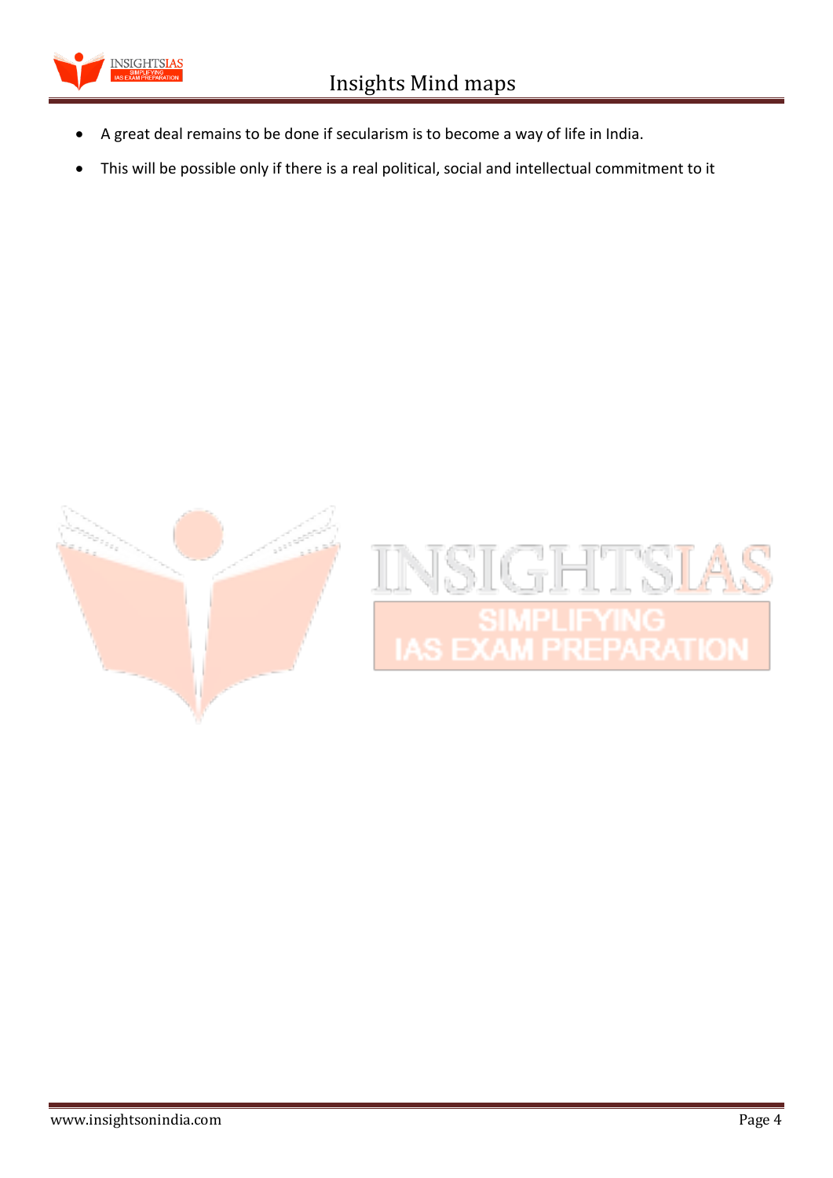- A great deal remains to be done if secularism is to become a way of life in India.
- This will be possible only if there is a real political, social and intellectual commitment to it